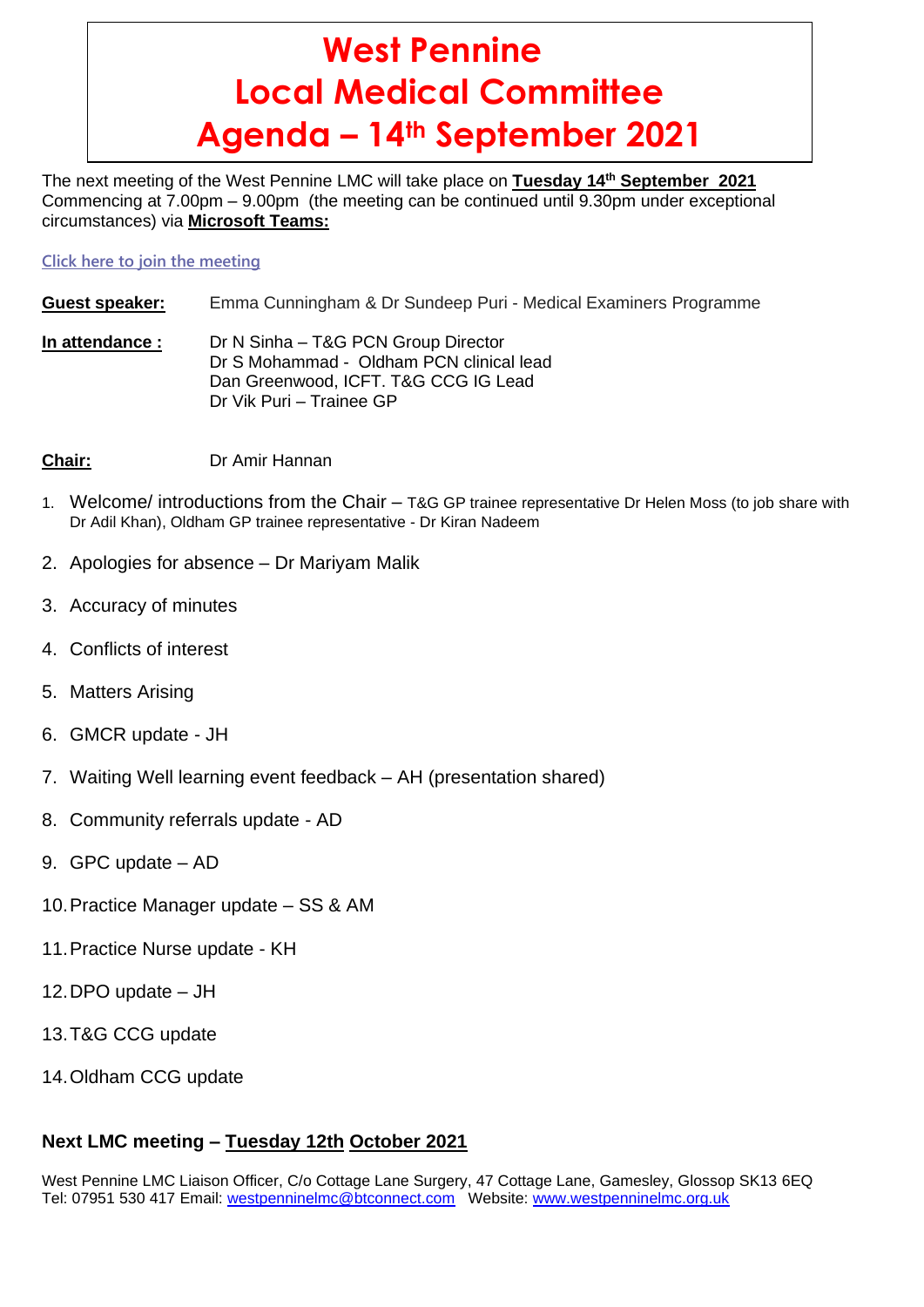# West Pennine Local Medical Committee Agenda – 14th September 2021

The next meeting of the West Pennine LMC will take place on **Tuesday 14th September 2021** Commencing at 7.00pm – 9.00pm (the meeting can be continued until 9.30pm under exceptional circumstances) via **Microsoft Teams:**

Click here to join the meeting

**Guest speaker:** Emma Cunningham & Dr Sundeep Puri - Medical Examiners Programme

**In attendance :**
Dr N Sinha – T&G PCN Group Director
Dr S Mohammad - Oldham PCN clinical lead
Dan Greenwood, ICFT. T&G CCG IG Lead
Dr Vik Puri – Trainee GP

**Chair:** Dr Amir Hannan

1. Welcome/ introductions from the Chair – T&G GP trainee representative Dr Helen Moss (to job share with Dr Adil Khan), Oldham GP trainee representative - Dr Kiran Nadeem
2. Apologies for absence – Dr Mariyam Malik
3. Accuracy of minutes
4. Conflicts of interest
5. Matters Arising
6. GMCR update - JH
7. Waiting Well learning event feedback – AH (presentation shared)
8. Community referrals update - AD
9. GPC update – AD
10. Practice Manager update – SS & AM
11. Practice Nurse update - KH
12. DPO update – JH
13. T&G CCG update
14. Oldham CCG update

**Next LMC meeting – Tuesday 12th October 2021**

West Pennine LMC Liaison Officer, C/o Cottage Lane Surgery, 47 Cottage Lane, Gamesley, Glossop SK13 6EQ
Tel: 07951 530 417 Email: westpenninelmc@btconnect.com Website: www.westpenninelmc.org.uk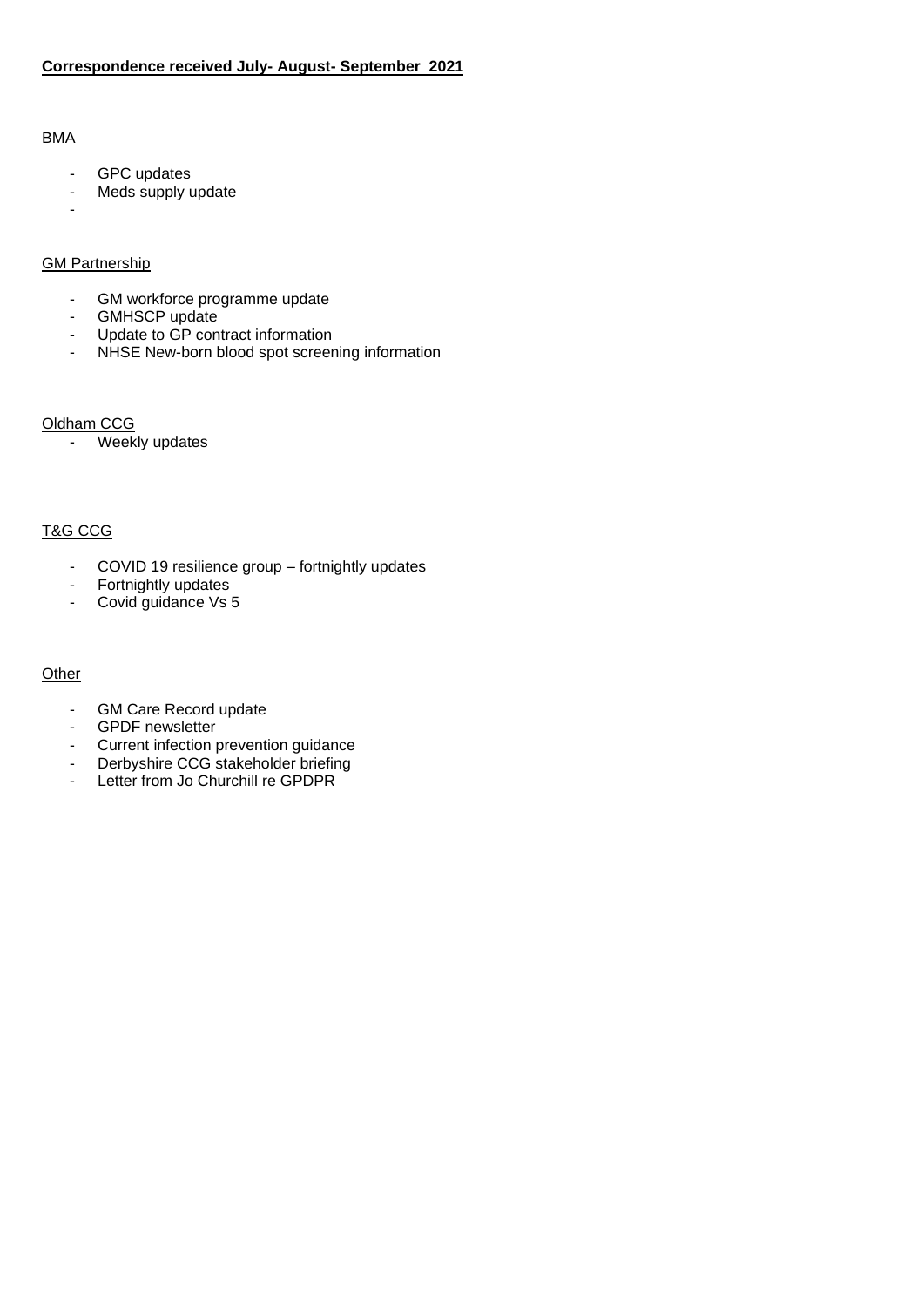**<u>Correspondence received July- August- September 2021</u>**

<u>BMA</u>

- GPC updates
- Meds supply update
-

<u>GM Partnership</u>

- GM workforce programme update
- GMHSCP update
- Update to GP contract information
- NHSE New-born blood spot screening information

<u>Oldham CCG</u>

- Weekly updates

<u>T&G CCG</u>

- COVID 19 resilience group – fortnightly updates
- Fortnightly updates
- Covid guidance Vs 5

<u>Other</u>

- GM Care Record update
- GPDF newsletter
- Current infection prevention guidance
- Derbyshire CCG stakeholder briefing
- Letter from Jo Churchill re GPDPR